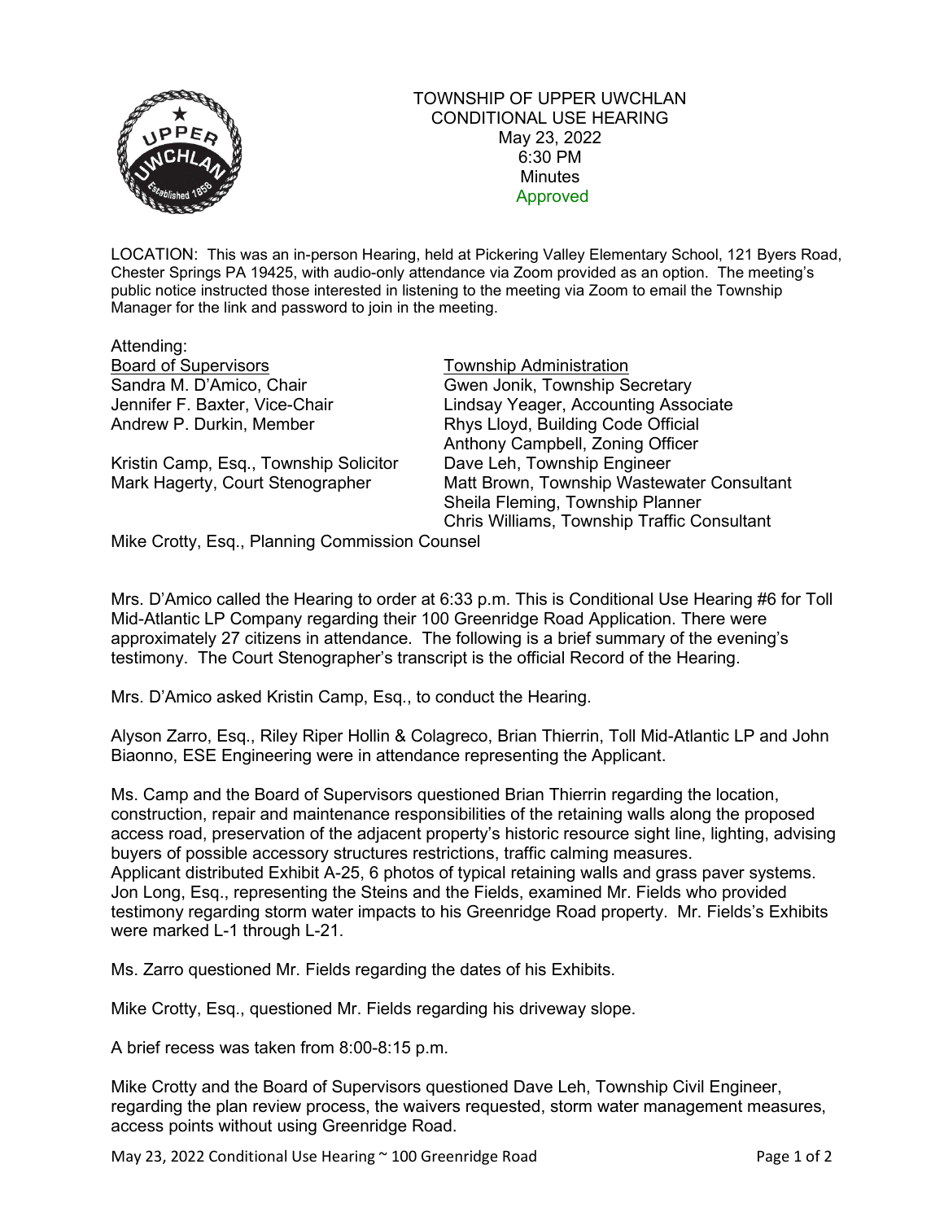# TOWNSHIP OF UPPER UWCHLAN
## CONDITIONAL USE HEARING
May 23, 2022
6:30 PM
Minutes
Approved

LOCATION: This was an in-person Hearing, held at Pickering Valley Elementary School, 121 Byers Road, Chester Springs PA 19425, with audio-only attendance via Zoom provided as an option. The meeting's public notice instructed those interested in listening to the meeting via Zoom to email the Township Manager for the link and password to join in the meeting.

Attending:

| Board of Supervisors | Township Administration |
| --- | --- |
| Sandra M. D'Amico, Chair | Gwen Jonik, Township Secretary |
| Jennifer F. Baxter, Vice-Chair | Lindsay Yeager, Accounting Associate |
| Andrew P. Durkin, Member | Rhys Lloyd, Building Code Official |
| | Anthony Campbell, Zoning Officer |
| Kristin Camp, Esq., Township Solicitor | Dave Leh, Township Engineer |
| Mark Hagerty, Court Stenographer | Matt Brown, Township Wastewater Consultant |
| | Sheila Fleming, Township Planner |
| | Chris Williams, Township Traffic Consultant |

Mike Crotty, Esq., Planning Commission Counsel

Mrs. D'Amico called the Hearing to order at 6:33 p.m. This is Conditional Use Hearing #6 for Toll Mid-Atlantic LP Company regarding their 100 Greenridge Road Application. There were approximately 27 citizens in attendance. The following is a brief summary of the evening's testimony. The Court Stenographer's transcript is the official Record of the Hearing.

Mrs. D'Amico asked Kristin Camp, Esq., to conduct the Hearing.

Alyson Zarro, Esq., Riley Riper Hollin & Colagreco, Brian Thierrin, Toll Mid-Atlantic LP and John Biaonno, ESE Engineering were in attendance representing the Applicant.

Ms. Camp and the Board of Supervisors questioned Brian Thierrin regarding the location, construction, repair and maintenance responsibilities of the retaining walls along the proposed access road, preservation of the adjacent property's historic resource sight line, lighting, advising buyers of possible accessory structures restrictions, traffic calming measures.
Applicant distributed Exhibit A-25, 6 photos of typical retaining walls and grass paver systems.
Jon Long, Esq., representing the Steins and the Fields, examined Mr. Fields who provided testimony regarding storm water impacts to his Greenridge Road property. Mr. Fields's Exhibits were marked L-1 through L-21.

Ms. Zarro questioned Mr. Fields regarding the dates of his Exhibits.

Mike Crotty, Esq., questioned Mr. Fields regarding his driveway slope.

A brief recess was taken from 8:00-8:15 p.m.

Mike Crotty and the Board of Supervisors questioned Dave Leh, Township Civil Engineer, regarding the plan review process, the waivers requested, storm water management measures, access points without using Greenridge Road.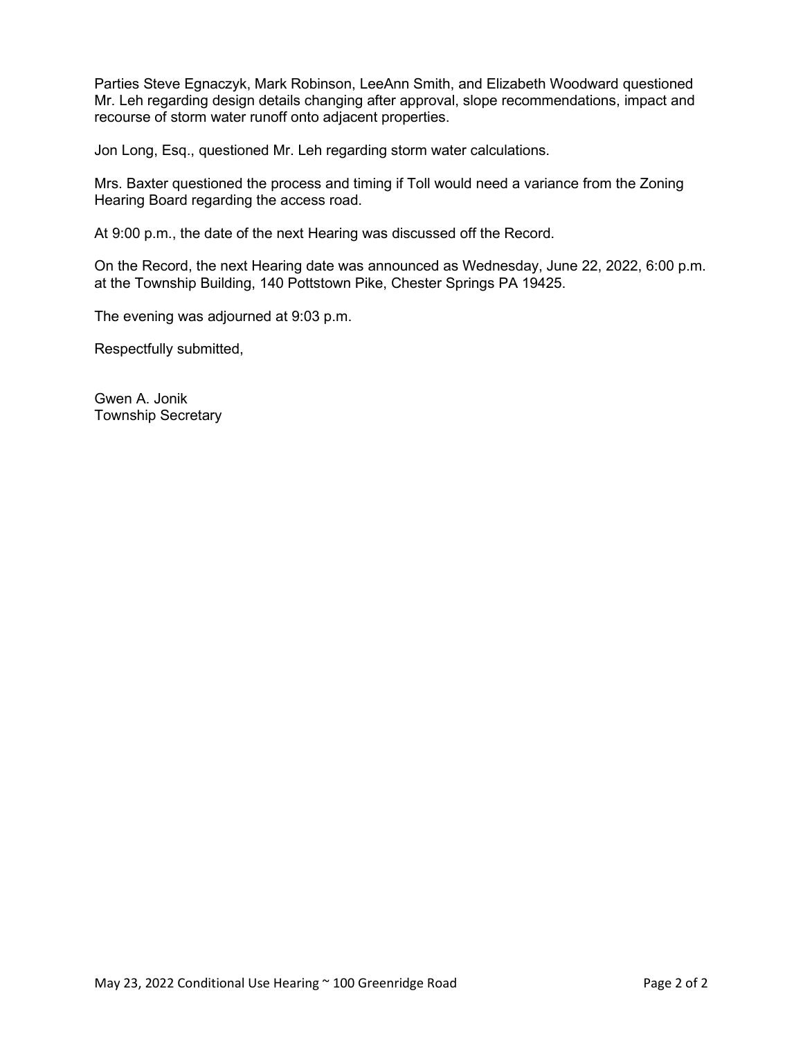Parties Steve Egnaczyk, Mark Robinson, LeeAnn Smith, and Elizabeth Woodward questioned Mr. Leh regarding design details changing after approval, slope recommendations, impact and recourse of storm water runoff onto adjacent properties.

Jon Long, Esq., questioned Mr. Leh regarding storm water calculations.

Mrs. Baxter questioned the process and timing if Toll would need a variance from the Zoning Hearing Board regarding the access road.

At 9:00 p.m., the date of the next Hearing was discussed off the Record.

On the Record, the next Hearing date was announced as Wednesday, June 22, 2022, 6:00 p.m. at the Township Building, 140 Pottstown Pike, Chester Springs PA 19425.

The evening was adjourned at 9:03 p.m.

Respectfully submitted,

Gwen A. Jonik
Township Secretary